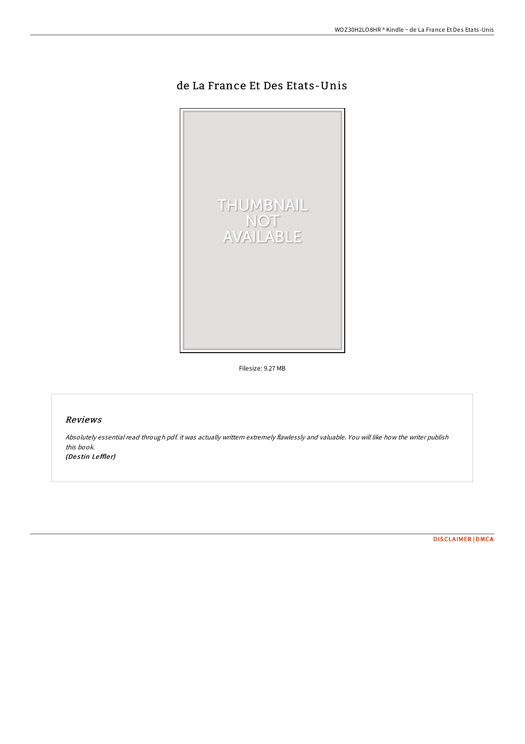# de La France Et Des Etats-Unis

Filesize: 9.27 MB

## Reviews

*Absolutely essential read through pdf. it was actually writtern extremely flawlessly and valuable. You will like how the writer publish this book.*

*(Destin Leffler)*

DISCLAIMER | DMCA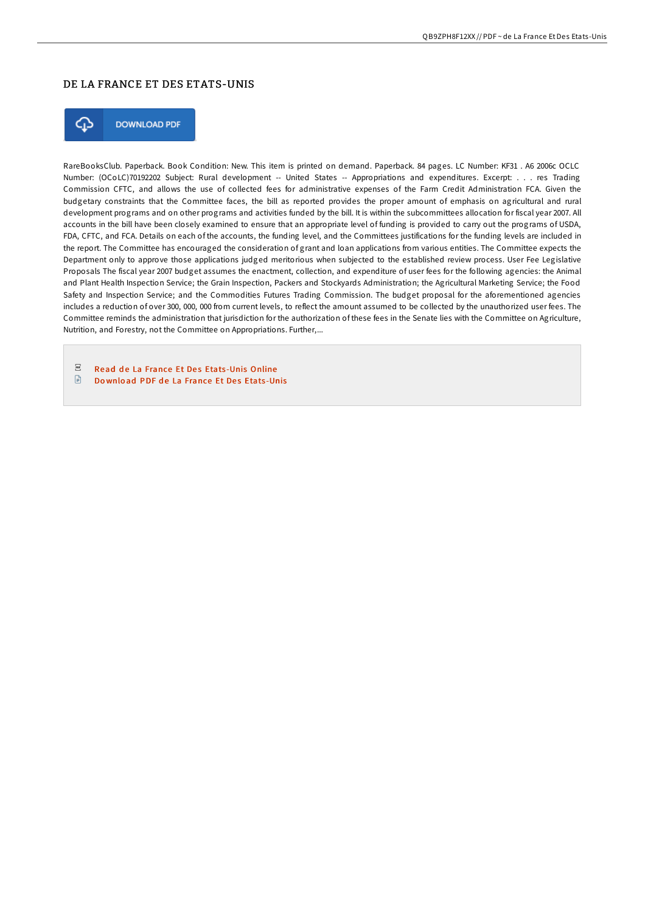## DE LA FRANCE ET DES ETATS-UNIS

DOWNLOAD PDF

RareBooksClub. Paperback. Book Condition: New. This item is printed on demand. Paperback. 84 pages. LC Number: KF31 . A6 2006c OCLC Number: (OCoLC)70192202 Subject: Rural development -- United States -- Appropriations and expenditures. Excerpt: . . . res Trading Commission CFTC, and allows the use of collected fees for administrative expenses of the Farm Credit Administration FCA. Given the budgetary constraints that the Committee faces, the bill as reported provides the proper amount of emphasis on agricultural and rural development programs and on other programs and activities funded by the bill. It is within the subcommittees allocation for fiscal year 2007. All accounts in the bill have been closely examined to ensure that an appropriate level of funding is provided to carry out the programs of USDA, FDA, CFTC, and FCA. Details on each of the accounts, the funding level, and the Committees justifications for the funding levels are included in the report. The Committee has encouraged the consideration of grant and loan applications from various entities. The Committee expects the Department only to approve those applications judged meritorious when subjected to the established review process. User Fee Legislative Proposals The fiscal year 2007 budget assumes the enactment, collection, and expenditure of user fees for the following agencies: the Animal and Plant Health Inspection Service; the Grain Inspection, Packers and Stockyards Administration; the Agricultural Marketing Service; the Food Safety and Inspection Service; and the Commodities Futures Trading Commission. The budget proposal for the aforementioned agencies includes a reduction of over 300, 000, 000 from current levels, to reflect the amount assumed to be collected by the unauthorized user fees. The Committee reminds the administration that jurisdiction for the authorization of these fees in the Senate lies with the Committee on Agriculture, Nutrition, and Forestry, not the Committee on Appropriations. Further,...

- Read de La France Et Des Etats-Unis Online
- Download PDF de La France Et Des Etats-Unis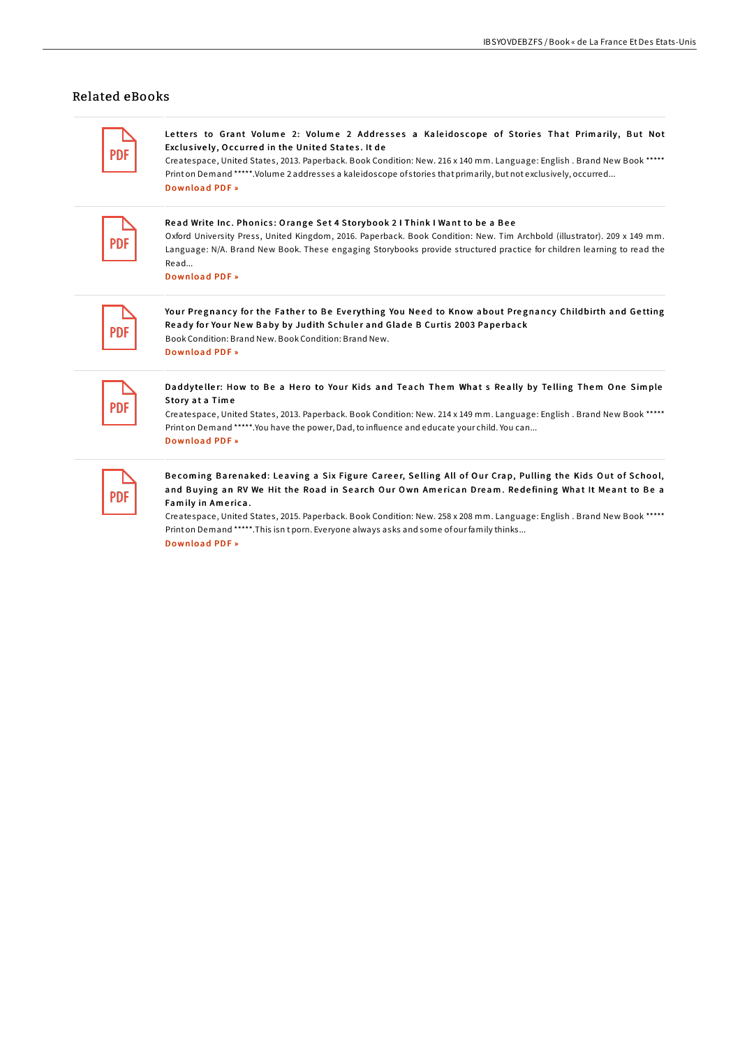## Related eBooks

**Letters to Grant Volume 2: Volume 2 Addresses a Kaleidoscope of Stories That Primarily, But Not Exclusively, Occurred in the United States. It de**

Createspace, United States, 2013. Paperback. Book Condition: New. 216 x 140 mm. Language: English . Brand New Book ***** Print on Demand *****.Volume 2 addresses a kaleidoscope of stories that primarily, but not exclusively, occurred...

Download PDF »

**Read Write Inc. Phonics: Orange Set 4 Storybook 2 I Think I Want to be a Bee**

Oxford University Press, United Kingdom, 2016. Paperback. Book Condition: New. Tim Archbold (illustrator). 209 x 149 mm. Language: N/A. Brand New Book. These engaging Storybooks provide structured practice for children learning to read the Read...

Download PDF »

**Your Pregnancy for the Father to Be Everything You Need to Know about Pregnancy Childbirth and Getting Ready for Your New Baby by Judith Schuler and Glade B Curtis 2003 Paperback**

Book Condition: Brand New. Book Condition: Brand New.

Download PDF »

**Daddyteller: How to Be a Hero to Your Kids and Teach Them What s Really by Telling Them One Simple Story at a Time**

Createspace, United States, 2013. Paperback. Book Condition: New. 214 x 149 mm. Language: English . Brand New Book ***** Print on Demand *****.You have the power, Dad, to influence and educate your child. You can...

Download PDF »

**Becoming Barenaked: Leaving a Six Figure Career, Selling All of Our Crap, Pulling the Kids Out of School, and Buying an RV We Hit the Road in Search Our Own American Dream. Redefining What It Meant to Be a Family in America.**

Createspace, United States, 2015. Paperback. Book Condition: New. 258 x 208 mm. Language: English . Brand New Book ***** Print on Demand *****.This isn t porn. Everyone always asks and some of our family thinks...

Download PDF »